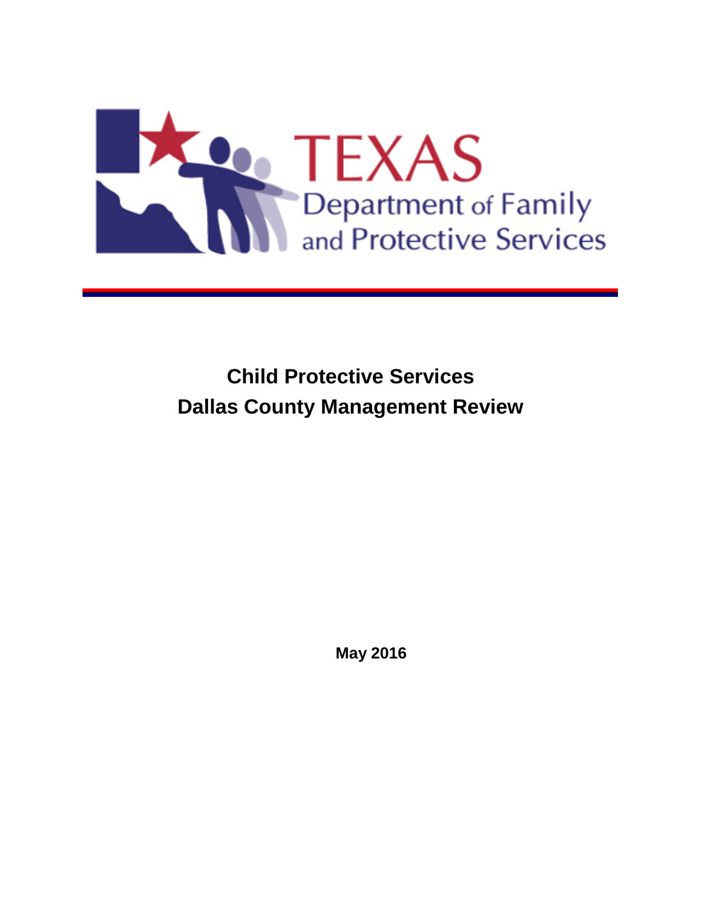TEXAS
Department of Family and Protective Services

# Child Protective Services
# Dallas County Management Review

**May 2016**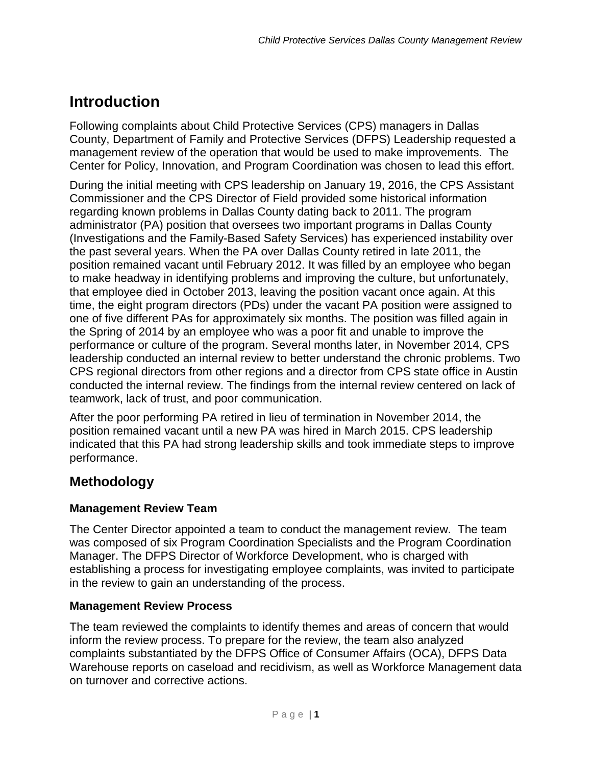# Introduction

Following complaints about Child Protective Services (CPS) managers in Dallas County, Department of Family and Protective Services (DFPS) Leadership requested a management review of the operation that would be used to make improvements. The Center for Policy, Innovation, and Program Coordination was chosen to lead this effort.

During the initial meeting with CPS leadership on January 19, 2016, the CPS Assistant Commissioner and the CPS Director of Field provided some historical information regarding known problems in Dallas County dating back to 2011. The program administrator (PA) position that oversees two important programs in Dallas County (Investigations and the Family-Based Safety Services) has experienced instability over the past several years. When the PA over Dallas County retired in late 2011, the position remained vacant until February 2012. It was filled by an employee who began to make headway in identifying problems and improving the culture, but unfortunately, that employee died in October 2013, leaving the position vacant once again. At this time, the eight program directors (PDs) under the vacant PA position were assigned to one of five different PAs for approximately six months. The position was filled again in the Spring of 2014 by an employee who was a poor fit and unable to improve the performance or culture of the program. Several months later, in November 2014, CPS leadership conducted an internal review to better understand the chronic problems. Two CPS regional directors from other regions and a director from CPS state office in Austin conducted the internal review. The findings from the internal review centered on lack of teamwork, lack of trust, and poor communication.

After the poor performing PA retired in lieu of termination in November 2014, the position remained vacant until a new PA was hired in March 2015. CPS leadership indicated that this PA had strong leadership skills and took immediate steps to improve performance.

## Methodology

### Management Review Team

The Center Director appointed a team to conduct the management review. The team was composed of six Program Coordination Specialists and the Program Coordination Manager. The DFPS Director of Workforce Development, who is charged with establishing a process for investigating employee complaints, was invited to participate in the review to gain an understanding of the process.

### Management Review Process

The team reviewed the complaints to identify themes and areas of concern that would inform the review process. To prepare for the review, the team also analyzed complaints substantiated by the DFPS Office of Consumer Affairs (OCA), DFPS Data Warehouse reports on caseload and recidivism, as well as Workforce Management data on turnover and corrective actions.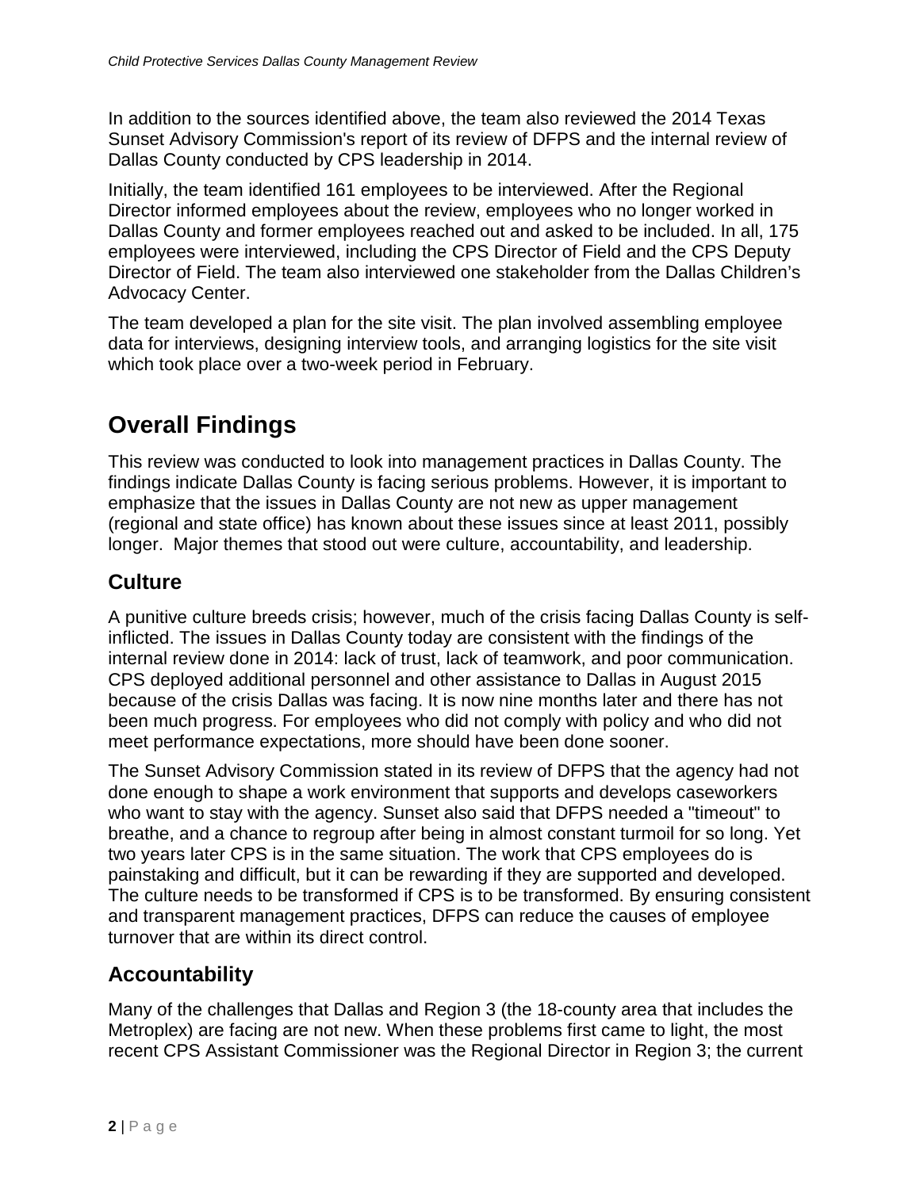In addition to the sources identified above, the team also reviewed the 2014 Texas Sunset Advisory Commission's report of its review of DFPS and the internal review of Dallas County conducted by CPS leadership in 2014.

Initially, the team identified 161 employees to be interviewed. After the Regional Director informed employees about the review, employees who no longer worked in Dallas County and former employees reached out and asked to be included. In all, 175 employees were interviewed, including the CPS Director of Field and the CPS Deputy Director of Field. The team also interviewed one stakeholder from the Dallas Children's Advocacy Center.

The team developed a plan for the site visit. The plan involved assembling employee data for interviews, designing interview tools, and arranging logistics for the site visit which took place over a two-week period in February.

# Overall Findings

This review was conducted to look into management practices in Dallas County. The findings indicate Dallas County is facing serious problems. However, it is important to emphasize that the issues in Dallas County are not new as upper management (regional and state office) has known about these issues since at least 2011, possibly longer. Major themes that stood out were culture, accountability, and leadership.

## Culture

A punitive culture breeds crisis; however, much of the crisis facing Dallas County is self-inflicted. The issues in Dallas County today are consistent with the findings of the internal review done in 2014: lack of trust, lack of teamwork, and poor communication. CPS deployed additional personnel and other assistance to Dallas in August 2015 because of the crisis Dallas was facing. It is now nine months later and there has not been much progress. For employees who did not comply with policy and who did not meet performance expectations, more should have been done sooner.

The Sunset Advisory Commission stated in its review of DFPS that the agency had not done enough to shape a work environment that supports and develops caseworkers who want to stay with the agency. Sunset also said that DFPS needed a "timeout" to breathe, and a chance to regroup after being in almost constant turmoil for so long. Yet two years later CPS is in the same situation. The work that CPS employees do is painstaking and difficult, but it can be rewarding if they are supported and developed. The culture needs to be transformed if CPS is to be transformed. By ensuring consistent and transparent management practices, DFPS can reduce the causes of employee turnover that are within its direct control.

## Accountability

Many of the challenges that Dallas and Region 3 (the 18-county area that includes the Metroplex) are facing are not new. When these problems first came to light, the most recent CPS Assistant Commissioner was the Regional Director in Region 3; the current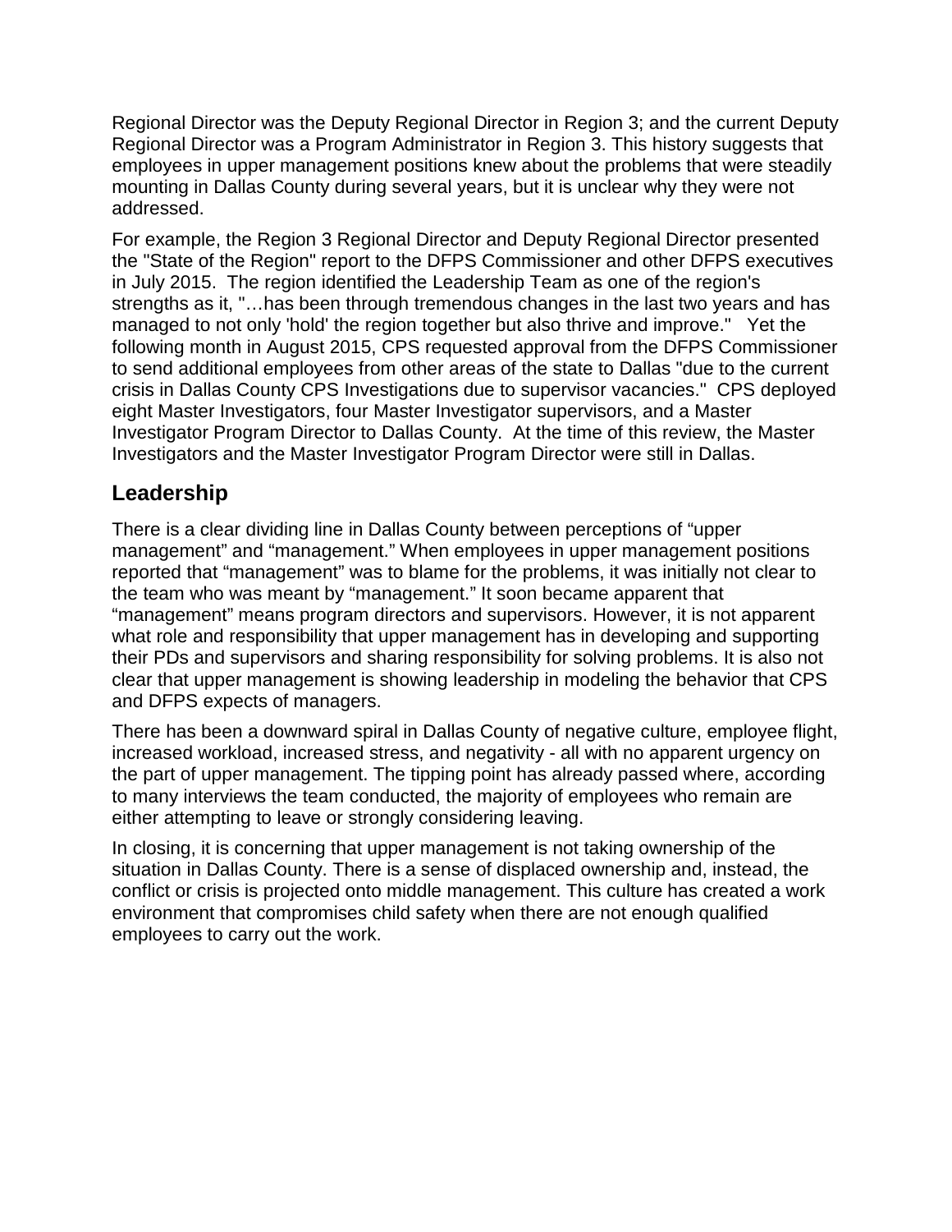Regional Director was the Deputy Regional Director in Region 3; and the current Deputy Regional Director was a Program Administrator in Region 3. This history suggests that employees in upper management positions knew about the problems that were steadily mounting in Dallas County during several years, but it is unclear why they were not addressed.

For example, the Region 3 Regional Director and Deputy Regional Director presented the "State of the Region" report to the DFPS Commissioner and other DFPS executives in July 2015. The region identified the Leadership Team as one of the region's strengths as it, "…has been through tremendous changes in the last two years and has managed to not only 'hold' the region together but also thrive and improve." Yet the following month in August 2015, CPS requested approval from the DFPS Commissioner to send additional employees from other areas of the state to Dallas "due to the current crisis in Dallas County CPS Investigations due to supervisor vacancies." CPS deployed eight Master Investigators, four Master Investigator supervisors, and a Master Investigator Program Director to Dallas County. At the time of this review, the Master Investigators and the Master Investigator Program Director were still in Dallas.

## Leadership

There is a clear dividing line in Dallas County between perceptions of "upper management" and "management." When employees in upper management positions reported that "management" was to blame for the problems, it was initially not clear to the team who was meant by "management." It soon became apparent that "management" means program directors and supervisors. However, it is not apparent what role and responsibility that upper management has in developing and supporting their PDs and supervisors and sharing responsibility for solving problems. It is also not clear that upper management is showing leadership in modeling the behavior that CPS and DFPS expects of managers.

There has been a downward spiral in Dallas County of negative culture, employee flight, increased workload, increased stress, and negativity - all with no apparent urgency on the part of upper management. The tipping point has already passed where, according to many interviews the team conducted, the majority of employees who remain are either attempting to leave or strongly considering leaving.

In closing, it is concerning that upper management is not taking ownership of the situation in Dallas County. There is a sense of displaced ownership and, instead, the conflict or crisis is projected onto middle management. This culture has created a work environment that compromises child safety when there are not enough qualified employees to carry out the work.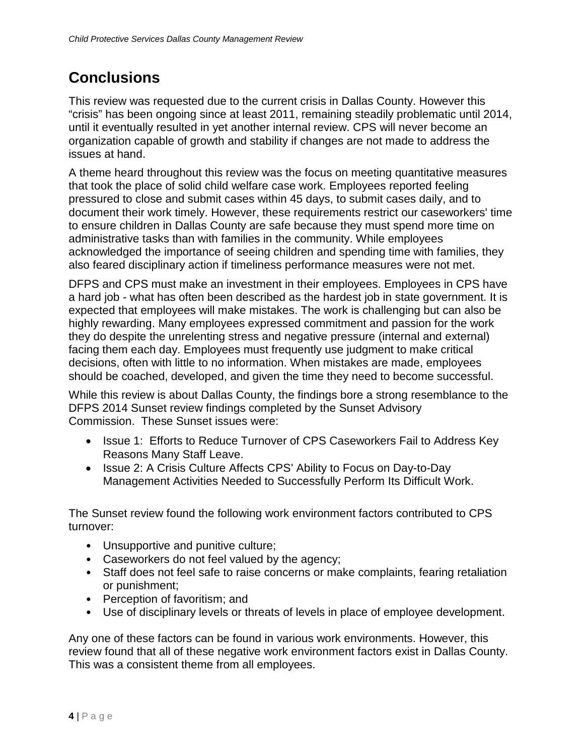## Conclusions

This review was requested due to the current crisis in Dallas County. However this "crisis" has been ongoing since at least 2011, remaining steadily problematic until 2014, until it eventually resulted in yet another internal review. CPS will never become an organization capable of growth and stability if changes are not made to address the issues at hand.

A theme heard throughout this review was the focus on meeting quantitative measures that took the place of solid child welfare case work. Employees reported feeling pressured to close and submit cases within 45 days, to submit cases daily, and to document their work timely. However, these requirements restrict our caseworkers' time to ensure children in Dallas County are safe because they must spend more time on administrative tasks than with families in the community. While employees acknowledged the importance of seeing children and spending time with families, they also feared disciplinary action if timeliness performance measures were not met.

DFPS and CPS must make an investment in their employees. Employees in CPS have a hard job - what has often been described as the hardest job in state government. It is expected that employees will make mistakes. The work is challenging but can also be highly rewarding. Many employees expressed commitment and passion for the work they do despite the unrelenting stress and negative pressure (internal and external) facing them each day. Employees must frequently use judgment to make critical decisions, often with little to no information. When mistakes are made, employees should be coached, developed, and given the time they need to become successful.

While this review is about Dallas County, the findings bore a strong resemblance to the DFPS 2014 Sunset review findings completed by the Sunset Advisory Commission. These Sunset issues were:

- Issue 1: Efforts to Reduce Turnover of CPS Caseworkers Fail to Address Key Reasons Many Staff Leave.
- Issue 2: A Crisis Culture Affects CPS' Ability to Focus on Day-to-Day Management Activities Needed to Successfully Perform Its Difficult Work.

The Sunset review found the following work environment factors contributed to CPS turnover:

- Unsupportive and punitive culture;
- Caseworkers do not feel valued by the agency;
- Staff does not feel safe to raise concerns or make complaints, fearing retaliation or punishment;
- Perception of favoritism; and
- Use of disciplinary levels or threats of levels in place of employee development.

Any one of these factors can be found in various work environments. However, this review found that all of these negative work environment factors exist in Dallas County. This was a consistent theme from all employees.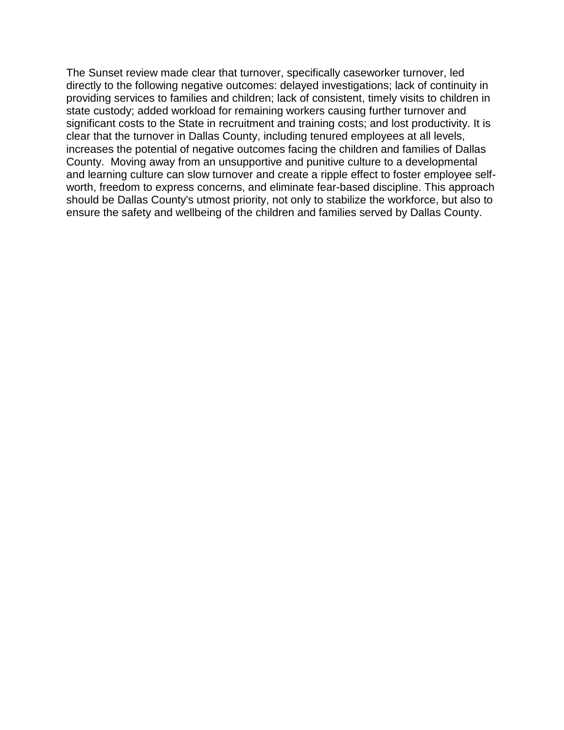The Sunset review made clear that turnover, specifically caseworker turnover, led directly to the following negative outcomes: delayed investigations; lack of continuity in providing services to families and children; lack of consistent, timely visits to children in state custody; added workload for remaining workers causing further turnover and significant costs to the State in recruitment and training costs; and lost productivity. It is clear that the turnover in Dallas County, including tenured employees at all levels, increases the potential of negative outcomes facing the children and families of Dallas County. Moving away from an unsupportive and punitive culture to a developmental and learning culture can slow turnover and create a ripple effect to foster employee self-worth, freedom to express concerns, and eliminate fear-based discipline. This approach should be Dallas County's utmost priority, not only to stabilize the workforce, but also to ensure the safety and wellbeing of the children and families served by Dallas County.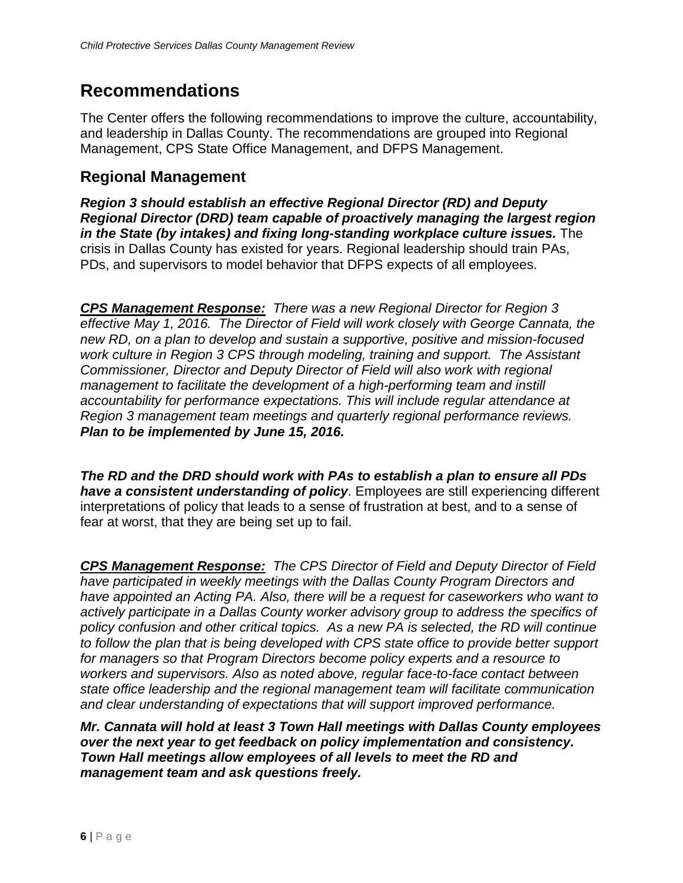# Recommendations

The Center offers the following recommendations to improve the culture, accountability, and leadership in Dallas County. The recommendations are grouped into Regional Management, CPS State Office Management, and DFPS Management.

## Regional Management

***Region 3 should establish an effective Regional Director (RD) and Deputy Regional Director (DRD) team capable of proactively managing the largest region in the State (by intakes) and fixing long-standing workplace culture issues.*** The crisis in Dallas County has existed for years. Regional leadership should train PAs, PDs, and supervisors to model behavior that DFPS expects of all employees.

***<u>CPS Management Response:</u>*** *There was a new Regional Director for Region 3 effective May 1, 2016. The Director of Field will work closely with George Cannata, the new RD, on a plan to develop and sustain a supportive, positive and mission-focused work culture in Region 3 CPS through modeling, training and support. The Assistant Commissioner, Director and Deputy Director of Field will also work with regional management to facilitate the development of a high-performing team and instill accountability for performance expectations. This will include regular attendance at Region 3 management team meetings and quarterly regional performance reviews.* ***Plan to be implemented by June 15, 2016.***

***The RD and the DRD should work with PAs to establish a plan to ensure all PDs have a consistent understanding of policy***. Employees are still experiencing different interpretations of policy that leads to a sense of frustration at best, and to a sense of fear at worst, that they are being set up to fail.

***<u>CPS Management Response:</u>*** *The CPS Director of Field and Deputy Director of Field have participated in weekly meetings with the Dallas County Program Directors and have appointed an Acting PA. Also, there will be a request for caseworkers who want to actively participate in a Dallas County worker advisory group to address the specifics of policy confusion and other critical topics. As a new PA is selected, the RD will continue to follow the plan that is being developed with CPS state office to provide better support for managers so that Program Directors become policy experts and a resource to workers and supervisors. Also as noted above, regular face-to-face contact between state office leadership and the regional management team will facilitate communication and clear understanding of expectations that will support improved performance.*

***Mr. Cannata will hold at least 3 Town Hall meetings with Dallas County employees over the next year to get feedback on policy implementation and consistency. Town Hall meetings allow employees of all levels to meet the RD and management team and ask questions freely.***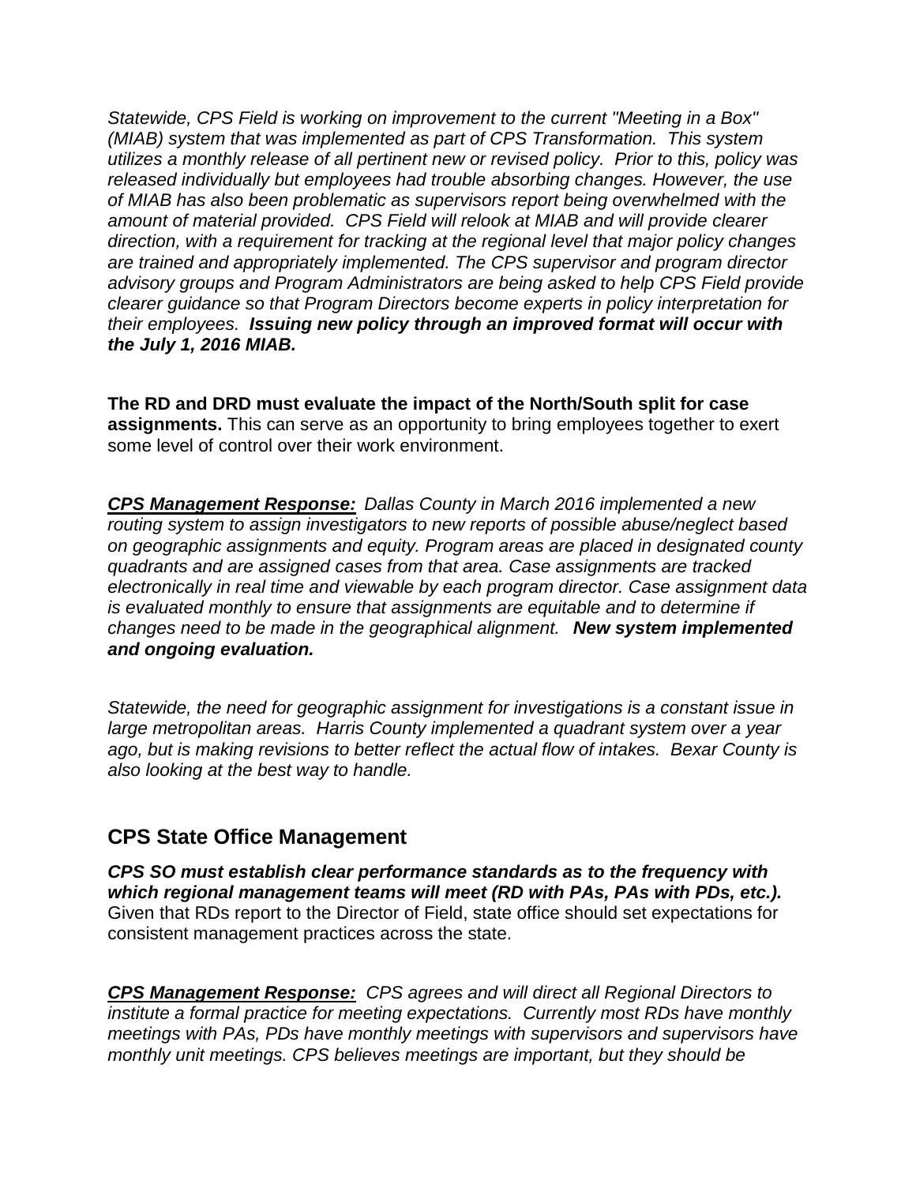*Statewide, CPS Field is working on improvement to the current "Meeting in a Box" (MIAB) system that was implemented as part of CPS Transformation. This system utilizes a monthly release of all pertinent new or revised policy. Prior to this, policy was released individually but employees had trouble absorbing changes. However, the use of MIAB has also been problematic as supervisors report being overwhelmed with the amount of material provided. CPS Field will relook at MIAB and will provide clearer direction, with a requirement for tracking at the regional level that major policy changes are trained and appropriately implemented. The CPS supervisor and program director advisory groups and Program Administrators are being asked to help CPS Field provide clearer guidance so that Program Directors become experts in policy interpretation for their employees.* ***Issuing new policy through an improved format will occur with the July 1, 2016 MIAB.***

**The RD and DRD must evaluate the impact of the North/South split for case assignments.** This can serve as an opportunity to bring employees together to exert some level of control over their work environment.

***CPS Management Response:*** *Dallas County in March 2016 implemented a new routing system to assign investigators to new reports of possible abuse/neglect based on geographic assignments and equity. Program areas are placed in designated county quadrants and are assigned cases from that area. Case assignments are tracked electronically in real time and viewable by each program director. Case assignment data is evaluated monthly to ensure that assignments are equitable and to determine if changes need to be made in the geographical alignment.* ***New system implemented and ongoing evaluation.***

*Statewide, the need for geographic assignment for investigations is a constant issue in large metropolitan areas. Harris County implemented a quadrant system over a year ago, but is making revisions to better reflect the actual flow of intakes. Bexar County is also looking at the best way to handle.*

## CPS State Office Management

***CPS SO must establish clear performance standards as to the frequency with which regional management teams will meet (RD with PAs, PAs with PDs, etc.).*** Given that RDs report to the Director of Field, state office should set expectations for consistent management practices across the state.

***CPS Management Response:*** *CPS agrees and will direct all Regional Directors to institute a formal practice for meeting expectations. Currently most RDs have monthly meetings with PAs, PDs have monthly meetings with supervisors and supervisors have monthly unit meetings. CPS believes meetings are important, but they should be*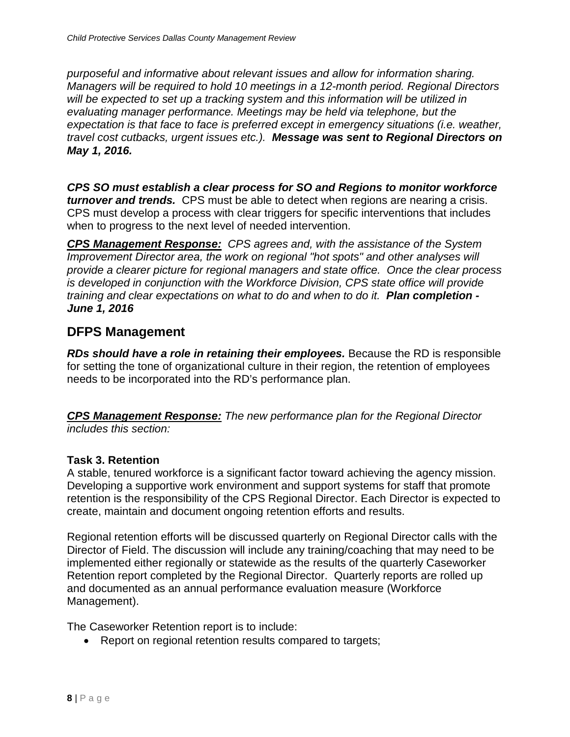*purposeful and informative about relevant issues and allow for information sharing. Managers will be required to hold 10 meetings in a 12-month period. Regional Directors will be expected to set up a tracking system and this information will be utilized in evaluating manager performance. Meetings may be held via telephone, but the expectation is that face to face is preferred except in emergency situations (i.e. weather, travel cost cutbacks, urgent issues etc.).* ***Message was sent to Regional Directors on May 1, 2016.***

***CPS SO must establish a clear process for SO and Regions to monitor workforce turnover and trends.*** CPS must be able to detect when regions are nearing a crisis. CPS must develop a process with clear triggers for specific interventions that includes when to progress to the next level of needed intervention.

***<u>CPS Management Response:</u>*** *CPS agrees and, with the assistance of the System Improvement Director area, the work on regional "hot spots" and other analyses will provide a clearer picture for regional managers and state office. Once the clear process is developed in conjunction with the Workforce Division, CPS state office will provide training and clear expectations on what to do and when to do it.* ***Plan completion - June 1, 2016***

## DFPS Management

***RDs should have a role in retaining their employees.*** Because the RD is responsible for setting the tone of organizational culture in their region, the retention of employees needs to be incorporated into the RD's performance plan.

***<u>CPS Management Response:</u>*** *The new performance plan for the Regional Director includes this section:*

**Task 3. Retention**

A stable, tenured workforce is a significant factor toward achieving the agency mission. Developing a supportive work environment and support systems for staff that promote retention is the responsibility of the CPS Regional Director. Each Director is expected to create, maintain and document ongoing retention efforts and results.

Regional retention efforts will be discussed quarterly on Regional Director calls with the Director of Field. The discussion will include any training/coaching that may need to be implemented either regionally or statewide as the results of the quarterly Caseworker Retention report completed by the Regional Director. Quarterly reports are rolled up and documented as an annual performance evaluation measure (Workforce Management).

The Caseworker Retention report is to include:

- Report on regional retention results compared to targets;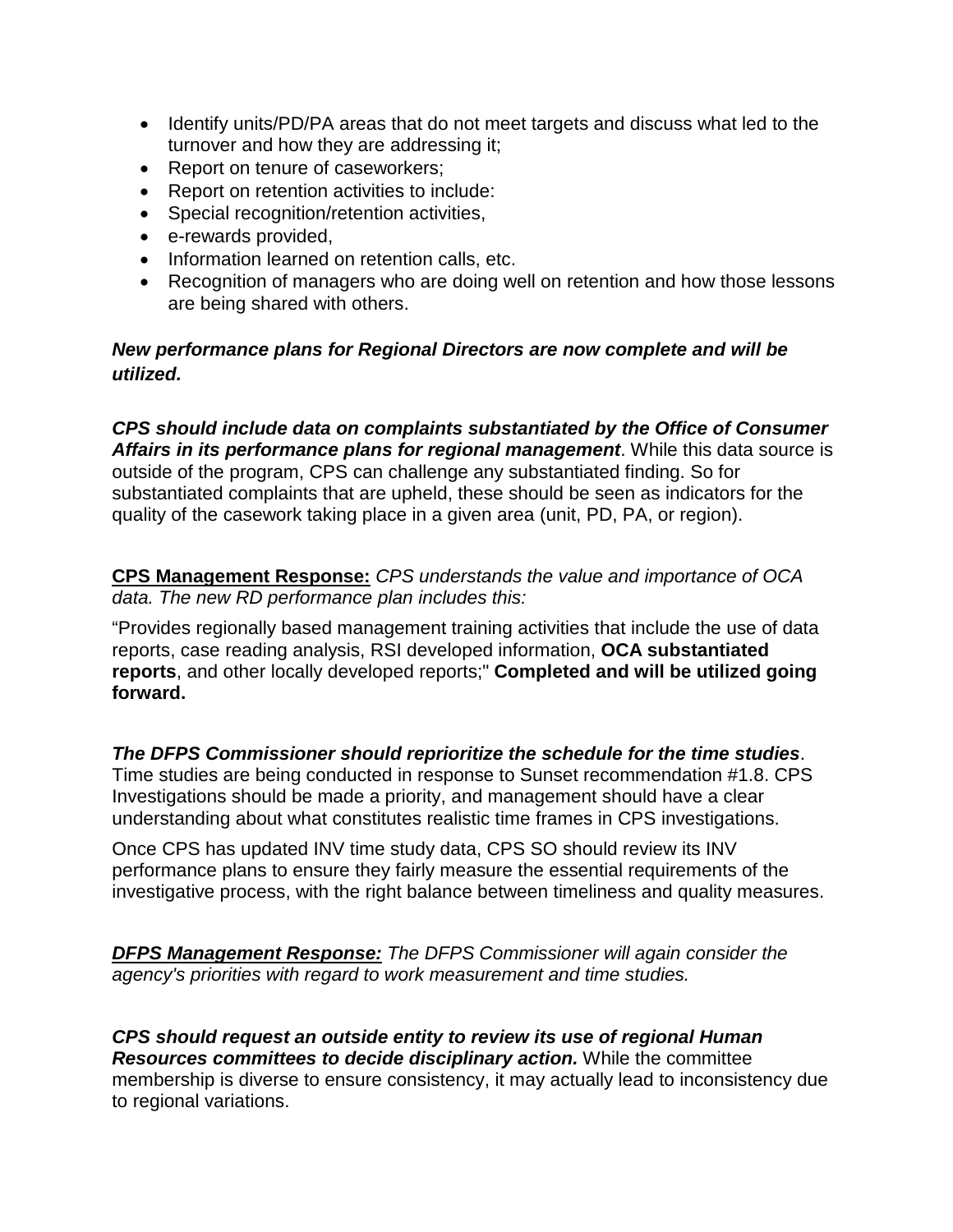- Identify units/PD/PA areas that do not meet targets and discuss what led to the turnover and how they are addressing it;
- Report on tenure of caseworkers;
- Report on retention activities to include:
- Special recognition/retention activities,
- e-rewards provided,
- Information learned on retention calls, etc.
- Recognition of managers who are doing well on retention and how those lessons are being shared with others.

***New performance plans for Regional Directors are now complete and will be utilized.***

***CPS should include data on complaints substantiated by the Office of Consumer Affairs in its performance plans for regional management***. While this data source is outside of the program, CPS can challenge any substantiated finding. So for substantiated complaints that are upheld, these should be seen as indicators for the quality of the casework taking place in a given area (unit, PD, PA, or region).

**CPS Management Response:** *CPS understands the value and importance of OCA data. The new RD performance plan includes this:*

"Provides regionally based management training activities that include the use of data reports, case reading analysis, RSI developed information, **OCA substantiated reports**, and other locally developed reports;" **Completed and will be utilized going forward.**

***The DFPS Commissioner should reprioritize the schedule for the time studies***. Time studies are being conducted in response to Sunset recommendation #1.8. CPS Investigations should be made a priority, and management should have a clear understanding about what constitutes realistic time frames in CPS investigations.

Once CPS has updated INV time study data, CPS SO should review its INV performance plans to ensure they fairly measure the essential requirements of the investigative process, with the right balance between timeliness and quality measures.

***DFPS Management Response:*** *The DFPS Commissioner will again consider the agency's priorities with regard to work measurement and time studies.*

***CPS should request an outside entity to review its use of regional Human Resources committees to decide disciplinary action.*** While the committee membership is diverse to ensure consistency, it may actually lead to inconsistency due to regional variations.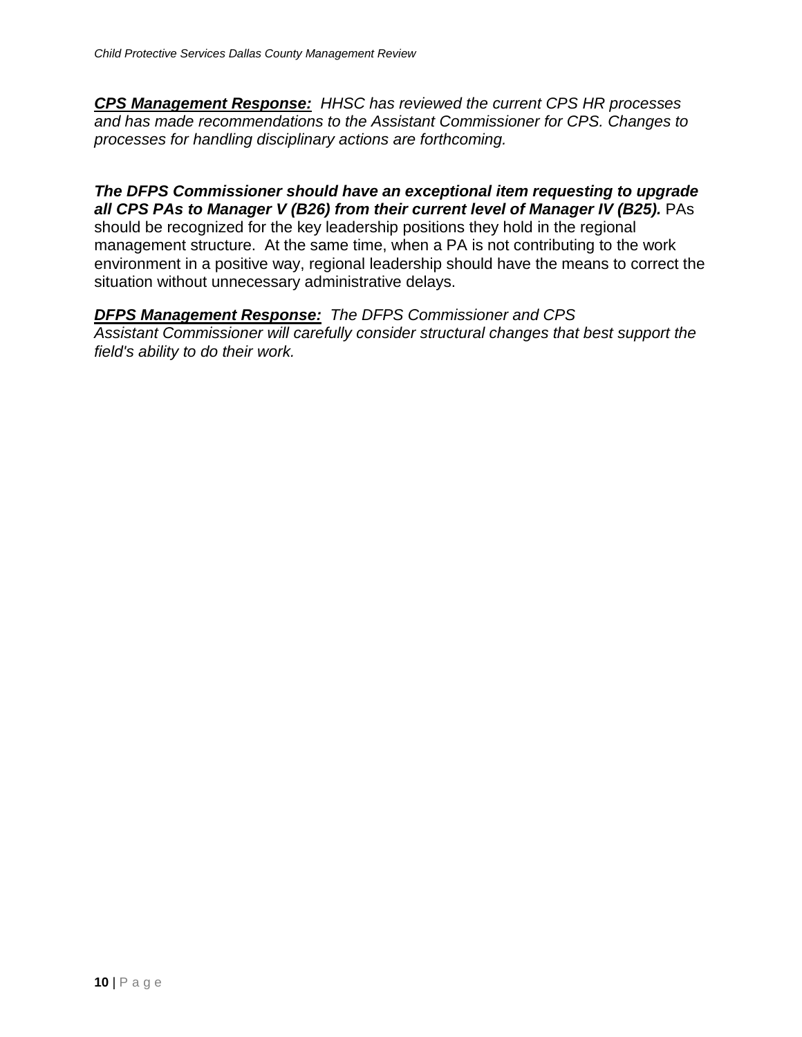***CPS Management Response:*** *HHSC has reviewed the current CPS HR processes and has made recommendations to the Assistant Commissioner for CPS. Changes to processes for handling disciplinary actions are forthcoming.*

***The DFPS Commissioner should have an exceptional item requesting to upgrade all CPS PAs to Manager V (B26) from their current level of Manager IV (B25).*** PAs should be recognized for the key leadership positions they hold in the regional management structure. At the same time, when a PA is not contributing to the work environment in a positive way, regional leadership should have the means to correct the situation without unnecessary administrative delays.

***DFPS Management Response:*** *The DFPS Commissioner and CPS Assistant Commissioner will carefully consider structural changes that best support the field's ability to do their work.*